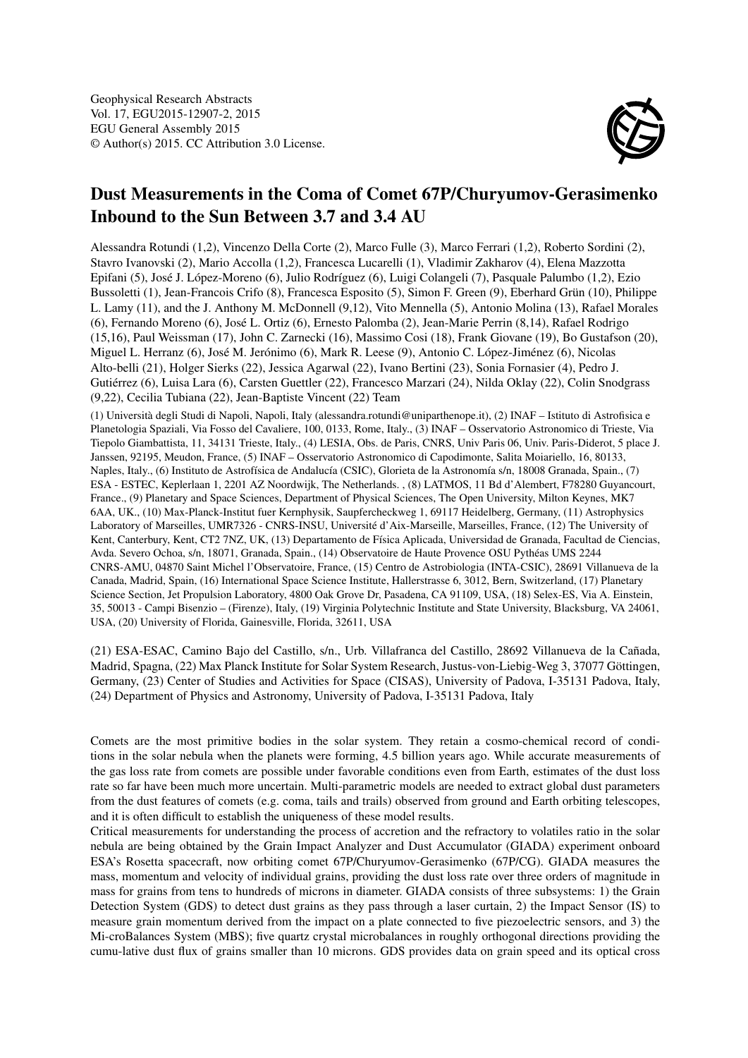Geophysical Research Abstracts
Vol. 17, EGU2015-12907-2, 2015
EGU General Assembly 2015
© Author(s) 2015. CC Attribution 3.0 License.

# Dust Measurements in the Coma of Comet 67P/Churyumov-Gerasimenko Inbound to the Sun Between 3.7 and 3.4 AU

Alessandra Rotundi (1,2), Vincenzo Della Corte (2), Marco Fulle (3), Marco Ferrari (1,2), Roberto Sordini (2), Stavro Ivanovski (2), Mario Accolla (1,2), Francesca Lucarelli (1), Vladimir Zakharov (4), Elena Mazzotta Epifani (5), José J. López-Moreno (6), Julio Rodríguez (6), Luigi Colangeli (7), Pasquale Palumbo (1,2), Ezio Bussoletti (1), Jean-Francois Crifo (8), Francesca Esposito (5), Simon F. Green (9), Eberhard Grün (10), Philippe L. Lamy (11), and the J. Anthony M. McDonnell (9,12), Vito Mennella (5), Antonio Molina (13), Rafael Morales (6), Fernando Moreno (6), José L. Ortiz (6), Ernesto Palomba (2), Jean-Marie Perrin (8,14), Rafael Rodrigo (15,16), Paul Weissman (17), John C. Zarnecki (16), Massimo Cosi (18), Frank Giovane (19), Bo Gustafson (20), Miguel L. Herranz (6), José M. Jerónimo (6), Mark R. Leese (9), Antonio C. López-Jiménez (6), Nicolas Alto-belli (21), Holger Sierks (22), Jessica Agarwal (22), Ivano Bertini (23), Sonia Fornasier (4), Pedro J. Gutiérrez (6), Luisa Lara (6), Carsten Guettler (22), Francesco Marzari (24), Nilda Oklay (22), Colin Snodgrass (9,22), Cecilia Tubiana (22), Jean-Baptiste Vincent (22) Team

(1) Università degli Studi di Napoli, Napoli, Italy (alessandra.rotundi@uniparthenope.it), (2) INAF – Istituto di Astrofisica e Planetologia Spaziali, Via Fosso del Cavaliere, 100, 0133, Rome, Italy., (3) INAF – Osservatorio Astronomico di Trieste, Via Tiepolo Giambattista, 11, 34131 Trieste, Italy., (4) LESIA, Obs. de Paris, CNRS, Univ Paris 06, Univ. Paris-Diderot, 5 place J. Janssen, 92195, Meudon, France, (5) INAF – Osservatorio Astronomico di Capodimonte, Salita Moiariello, 16, 80133, Naples, Italy., (6) Instituto de Astrofísica de Andalucía (CSIC), Glorieta de la Astronomía s/n, 18008 Granada, Spain., (7) ESA - ESTEC, Keplerlaan 1, 2201 AZ Noordwijk, The Netherlands. , (8) LATMOS, 11 Bd d'Alembert, F78280 Guyancourt, France., (9) Planetary and Space Sciences, Department of Physical Sciences, The Open University, Milton Keynes, MK7 6AA, UK., (10) Max-Planck-Institut fuer Kernphysik, Saupfercheckweg 1, 69117 Heidelberg, Germany, (11) Astrophysics Laboratory of Marseilles, UMR7326 - CNRS-INSU, Université d'Aix-Marseille, Marseilles, France, (12) The University of Kent, Canterbury, Kent, CT2 7NZ, UK, (13) Departamento de Física Aplicada, Universidad de Granada, Facultad de Ciencias, Avda. Severo Ochoa, s/n, 18071, Granada, Spain., (14) Observatoire de Haute Provence OSU Pythéas UMS 2244 CNRS-AMU, 04870 Saint Michel l'Observatoire, France, (15) Centro de Astrobiologia (INTA-CSIC), 28691 Villanueva de la Canada, Madrid, Spain, (16) International Space Science Institute, Hallerstrasse 6, 3012, Bern, Switzerland, (17) Planetary Science Section, Jet Propulsion Laboratory, 4800 Oak Grove Dr, Pasadena, CA 91109, USA, (18) Selex-ES, Via A. Einstein, 35, 50013 - Campi Bisenzio – (Firenze), Italy, (19) Virginia Polytechnic Institute and State University, Blacksburg, VA 24061, USA, (20) University of Florida, Gainesville, Florida, 32611, USA

(21) ESA-ESAC, Camino Bajo del Castillo, s/n., Urb. Villafranca del Castillo, 28692 Villanueva de la Cañada, Madrid, Spagna, (22) Max Planck Institute for Solar System Research, Justus-von-Liebig-Weg 3, 37077 Göttingen, Germany, (23) Center of Studies and Activities for Space (CISAS), University of Padova, I-35131 Padova, Italy, (24) Department of Physics and Astronomy, University of Padova, I-35131 Padova, Italy

Comets are the most primitive bodies in the solar system. They retain a cosmo-chemical record of conditions in the solar nebula when the planets were forming, 4.5 billion years ago. While accurate measurements of the gas loss rate from comets are possible under favorable conditions even from Earth, estimates of the dust loss rate so far have been much more uncertain. Multi-parametric models are needed to extract global dust parameters from the dust features of comets (e.g. coma, tails and trails) observed from ground and Earth orbiting telescopes, and it is often difficult to establish the uniqueness of these model results.

Critical measurements for understanding the process of accretion and the refractory to volatiles ratio in the solar nebula are being obtained by the Grain Impact Analyzer and Dust Accumulator (GIADA) experiment onboard ESA's Rosetta spacecraft, now orbiting comet 67P/Churyumov-Gerasimenko (67P/CG). GIADA measures the mass, momentum and velocity of individual grains, providing the dust loss rate over three orders of magnitude in mass for grains from tens to hundreds of microns in diameter. GIADA consists of three subsystems: 1) the Grain Detection System (GDS) to detect dust grains as they pass through a laser curtain, 2) the Impact Sensor (IS) to measure grain momentum derived from the impact on a plate connected to five piezoelectric sensors, and 3) the Mi-croBalances System (MBS); five quartz crystal microbalances in roughly orthogonal directions providing the cumu-lative dust flux of grains smaller than 10 microns. GDS provides data on grain speed and its optical cross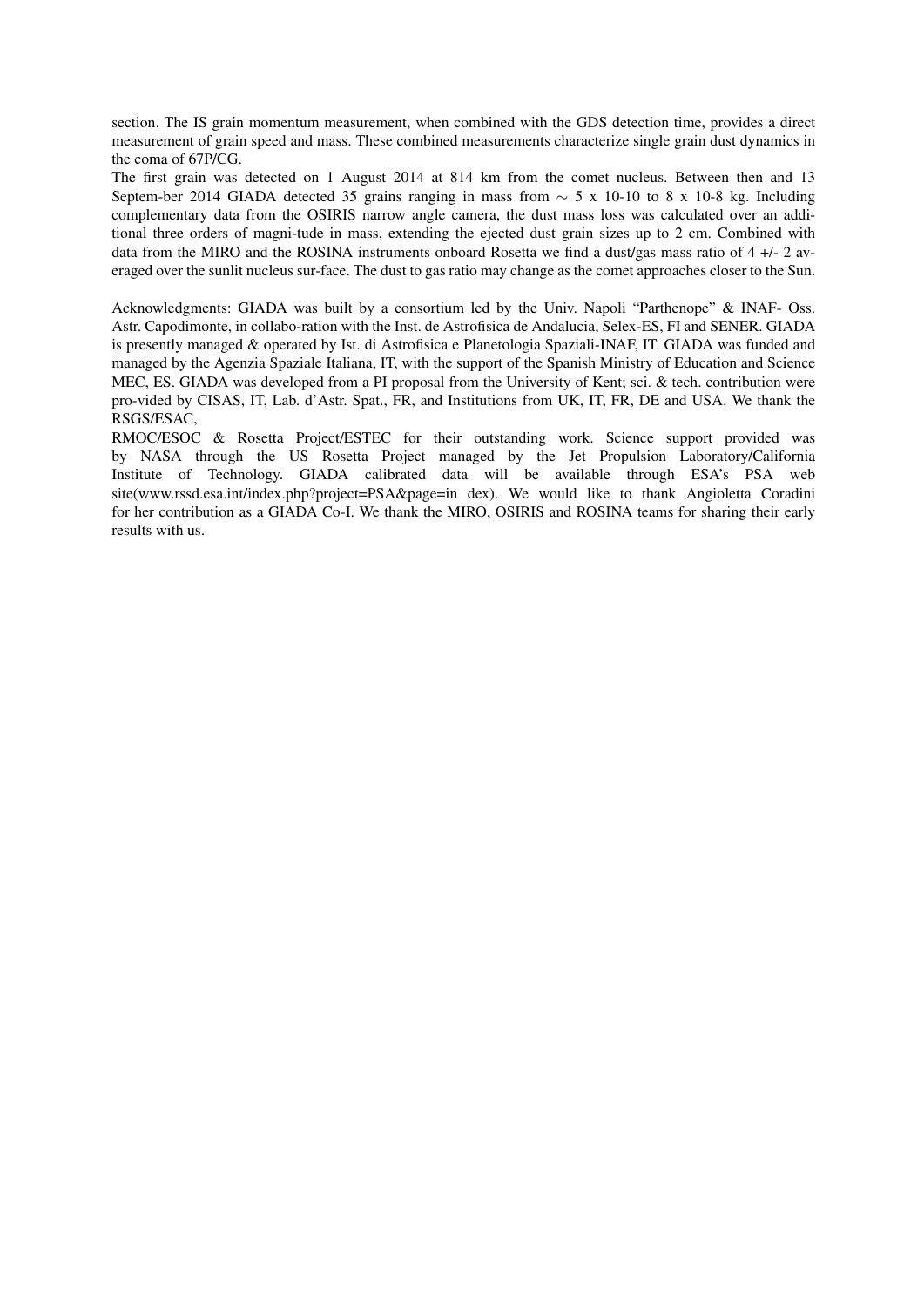section. The IS grain momentum measurement, when combined with the GDS detection time, provides a direct measurement of grain speed and mass. These combined measurements characterize single grain dust dynamics in the coma of 67P/CG.

The first grain was detected on 1 August 2014 at 814 km from the comet nucleus. Between then and 13 Septem-ber 2014 GIADA detected 35 grains ranging in mass from $\sim$ 5 x 10-10 to 8 x 10-8 kg. Including complementary data from the OSIRIS narrow angle camera, the dust mass loss was calculated over an addi-tional three orders of magni-tude in mass, extending the ejected dust grain sizes up to 2 cm. Combined with data from the MIRO and the ROSINA instruments onboard Rosetta we find a dust/gas mass ratio of 4 +/- 2 av-eraged over the sunlit nucleus sur-face. The dust to gas ratio may change as the comet approaches closer to the Sun.

Acknowledgments: GIADA was built by a consortium led by the Univ. Napoli "Parthenope" & INAF- Oss. Astr. Capodimonte, in collabo-ration with the Inst. de Astrofisica de Andalucia, Selex-ES, FI and SENER. GIADA is presently managed & operated by Ist. di Astrofisica e Planetologia Spaziali-INAF, IT. GIADA was funded and managed by the Agenzia Spaziale Italiana, IT, with the support of the Spanish Ministry of Education and Science MEC, ES. GIADA was developed from a PI proposal from the University of Kent; sci. & tech. contribution were pro-vided by CISAS, IT, Lab. d'Astr. Spat., FR, and Institutions from UK, IT, FR, DE and USA. We thank the RSGS/ESAC,

RMOC/ESOC & Rosetta Project/ESTEC for their outstanding work. Science support provided was by NASA through the US Rosetta Project managed by the Jet Propulsion Laboratory/California Institute of Technology. GIADA calibrated data will be available through ESA's PSA web site(www.rssd.esa.int/index.php?project=PSA&page=in dex). We would like to thank Angioletta Coradini for her contribution as a GIADA Co-I. We thank the MIRO, OSIRIS and ROSINA teams for sharing their early results with us.